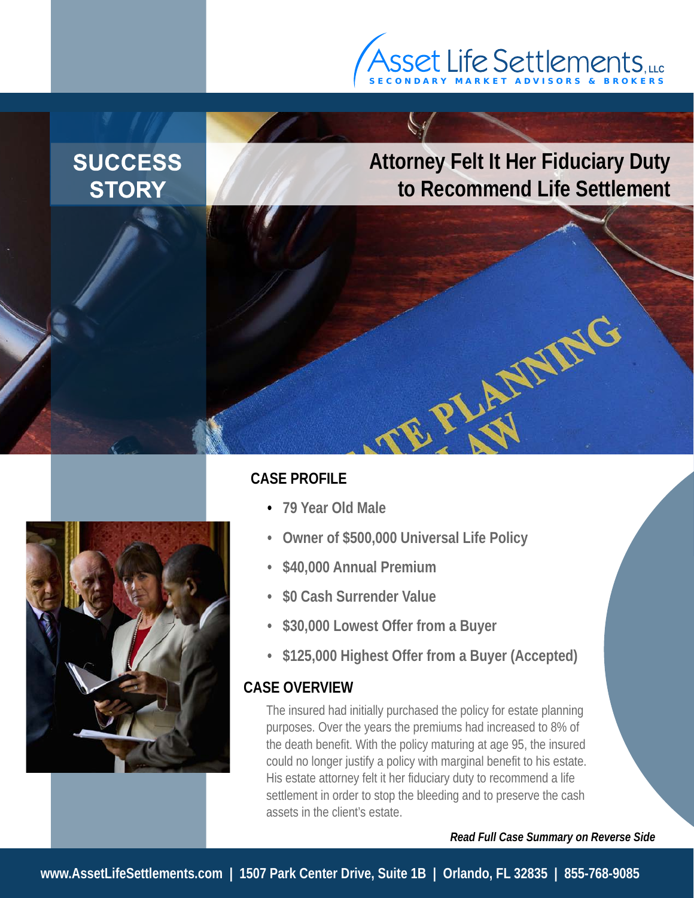Asset Life Settlements, LLC
SECONDARY MARKET ADVISORS & BROKERS

**SUCCESS STORY**

# Attorney Felt It Her Fiduciary Duty to Recommend Life Settlement

## CASE PROFILE

- **79 Year Old Male**
- **Owner of $500,000 Universal Life Policy**
- **$40,000 Annual Premium**
- **$0 Cash Surrender Value**
- **$30,000 Lowest Offer from a Buyer**
- **$125,000 Highest Offer from a Buyer (Accepted)**

## CASE OVERVIEW

The insured had initially purchased the policy for estate planning purposes. Over the years the premiums had increased to 8% of the death benefit. With the policy maturing at age 95, the insured could no longer justify a policy with marginal benefit to his estate. His estate attorney felt it her fiduciary duty to recommend a life settlement in order to stop the bleeding and to preserve the cash assets in the client's estate.

***Read Full Case Summary on Reverse Side***

**www.AssetLifeSettlements.com | 1507 Park Center Drive, Suite 1B | Orlando, FL 32835 | 855-768-9085**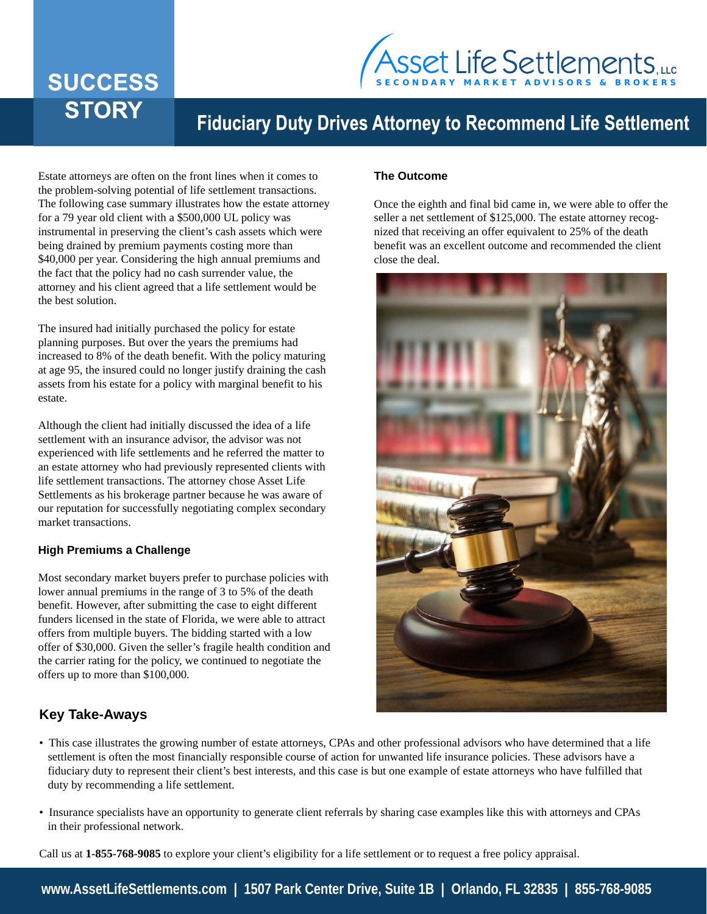SUCCESS STORY

Asset Life Settlements, LLC
SECONDARY MARKET ADVISORS & BROKERS

# Fiduciary Duty Drives Attorney to Recommend Life Settlement

Estate attorneys are often on the front lines when it comes to the problem-solving potential of life settlement transactions. The following case summary illustrates how the estate attorney for a 79 year old client with a $500,000 UL policy was instrumental in preserving the client's cash assets which were being drained by premium payments costing more than $40,000 per year. Considering the high annual premiums and the fact that the policy had no cash surrender value, the attorney and his client agreed that a life settlement would be the best solution.

The insured had initially purchased the policy for estate planning purposes. But over the years the premiums had increased to 8% of the death benefit. With the policy maturing at age 95, the insured could no longer justify draining the cash assets from his estate for a policy with marginal benefit to his estate.

Although the client had initially discussed the idea of a life settlement with an insurance advisor, the advisor was not experienced with life settlements and he referred the matter to an estate attorney who had previously represented clients with life settlement transactions. The attorney chose Asset Life Settlements as his brokerage partner because he was aware of our reputation for successfully negotiating complex secondary market transactions.

### High Premiums a Challenge

Most secondary market buyers prefer to purchase policies with lower annual premiums in the range of 3 to 5% of the death benefit. However, after submitting the case to eight different funders licensed in the state of Florida, we were able to attract offers from multiple buyers. The bidding started with a low offer of $30,000. Given the seller's fragile health condition and the carrier rating for the policy, we continued to negotiate the offers up to more than $100,000.

### The Outcome

Once the eighth and final bid came in, we were able to offer the seller a net settlement of $125,000. The estate attorney recognized that receiving an offer equivalent to 25% of the death benefit was an excellent outcome and recommended the client close the deal.

## Key Take-Aways

- This case illustrates the growing number of estate attorneys, CPAs and other professional advisors who have determined that a life settlement is often the most financially responsible course of action for unwanted life insurance policies. These advisors have a fiduciary duty to represent their client's best interests, and this case is but one example of estate attorneys who have fulfilled that duty by recommending a life settlement.
- Insurance specialists have an opportunity to generate client referrals by sharing case examples like this with attorneys and CPAs in their professional network.

Call us at **1-855-768-9085** to explore your client's eligibility for a life settlement or to request a free policy appraisal.

**www.AssetLifeSettlements.com | 1507 Park Center Drive, Suite 1B | Orlando, FL 32835 | 855-768-9085**